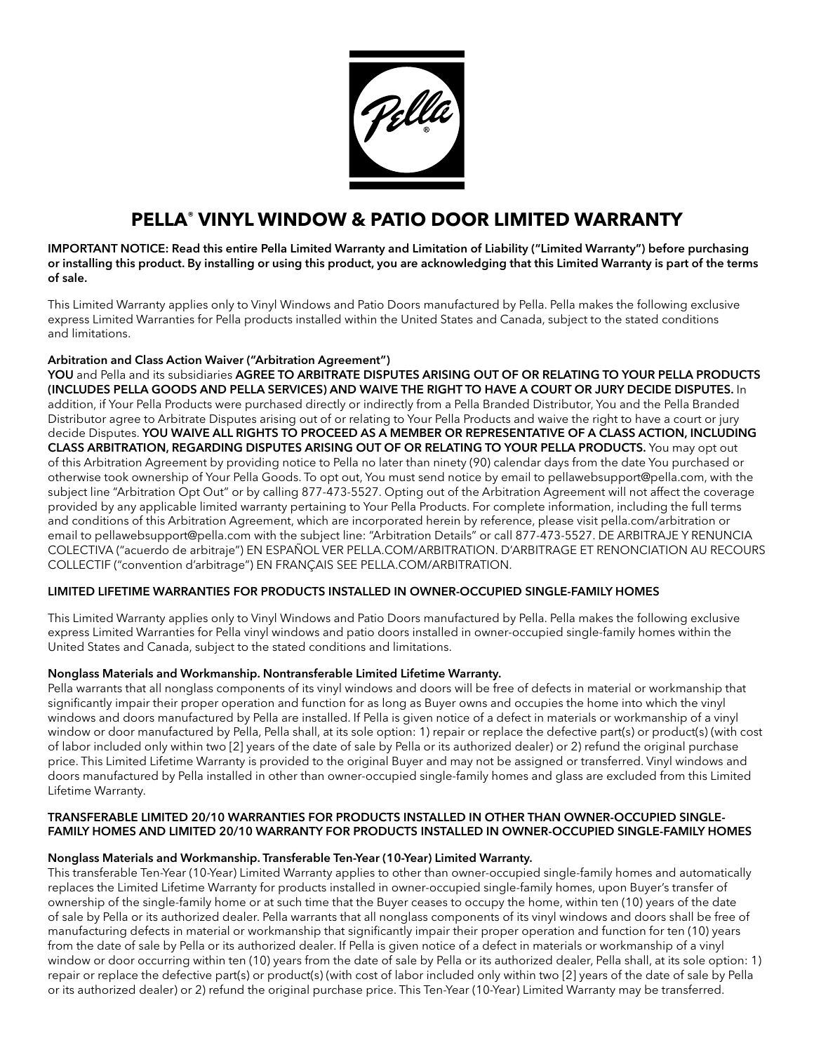# PELLA® VINYL WINDOW & PATIO DOOR LIMITED WARRANTY

**IMPORTANT NOTICE: Read this entire Pella Limited Warranty and Limitation of Liability ("Limited Warranty") before purchasing or installing this product. By installing or using this product, you are acknowledging that this Limited Warranty is part of the terms of sale.**

This Limited Warranty applies only to Vinyl Windows and Patio Doors manufactured by Pella. Pella makes the following exclusive express Limited Warranties for Pella products installed within the United States and Canada, subject to the stated conditions and limitations.

**Arbitration and Class Action Waiver ("Arbitration Agreement")**

**YOU** and Pella and its subsidiaries **AGREE TO ARBITRATE DISPUTES ARISING OUT OF OR RELATING TO YOUR PELLA PRODUCTS (INCLUDES PELLA GOODS AND PELLA SERVICES) AND WAIVE THE RIGHT TO HAVE A COURT OR JURY DECIDE DISPUTES.** In addition, if Your Pella Products were purchased directly or indirectly from a Pella Branded Distributor, You and the Pella Branded Distributor agree to Arbitrate Disputes arising out of or relating to Your Pella Products and waive the right to have a court or jury decide Disputes. **YOU WAIVE ALL RIGHTS TO PROCEED AS A MEMBER OR REPRESENTATIVE OF A CLASS ACTION, INCLUDING CLASS ARBITRATION, REGARDING DISPUTES ARISING OUT OF OR RELATING TO YOUR PELLA PRODUCTS.** You may opt out of this Arbitration Agreement by providing notice to Pella no later than ninety (90) calendar days from the date You purchased or otherwise took ownership of Your Pella Goods. To opt out, You must send notice by email to pellawebsupport@pella.com, with the subject line "Arbitration Opt Out" or by calling 877-473-5527. Opting out of the Arbitration Agreement will not affect the coverage provided by any applicable limited warranty pertaining to Your Pella Products. For complete information, including the full terms and conditions of this Arbitration Agreement, which are incorporated herein by reference, please visit pella.com/arbitration or email to pellawebsupport@pella.com with the subject line: "Arbitration Details" or call 877-473-5527. DE ARBITRAJE Y RENUNCIA COLECTIVA ("acuerdo de arbitraje") EN ESPAÑOL VER PELLA.COM/ARBITRATION. D'ARBITRAGE ET RENONCIATION AU RECOURS COLLECTIF ("convention d'arbitrage") EN FRANÇAIS SEE PELLA.COM/ARBITRATION.

## LIMITED LIFETIME WARRANTIES FOR PRODUCTS INSTALLED IN OWNER-OCCUPIED SINGLE-FAMILY HOMES

This Limited Warranty applies only to Vinyl Windows and Patio Doors manufactured by Pella. Pella makes the following exclusive express Limited Warranties for Pella vinyl windows and patio doors installed in owner-occupied single-family homes within the United States and Canada, subject to the stated conditions and limitations.

**Nonglass Materials and Workmanship. Nontransferable Limited Lifetime Warranty.**

Pella warrants that all nonglass components of its vinyl windows and doors will be free of defects in material or workmanship that significantly impair their proper operation and function for as long as Buyer owns and occupies the home into which the vinyl windows and doors manufactured by Pella are installed. If Pella is given notice of a defect in materials or workmanship of a vinyl window or door manufactured by Pella, Pella shall, at its sole option: 1) repair or replace the defective part(s) or product(s) (with cost of labor included only within two [2] years of the date of sale by Pella or its authorized dealer) or 2) refund the original purchase price. This Limited Lifetime Warranty is provided to the original Buyer and may not be assigned or transferred. Vinyl windows and doors manufactured by Pella installed in other than owner-occupied single-family homes and glass are excluded from this Limited Lifetime Warranty.

## TRANSFERABLE LIMITED 20/10 WARRANTIES FOR PRODUCTS INSTALLED IN OTHER THAN OWNER-OCCUPIED SINGLE-FAMILY HOMES AND LIMITED 20/10 WARRANTY FOR PRODUCTS INSTALLED IN OWNER-OCCUPIED SINGLE-FAMILY HOMES

**Nonglass Materials and Workmanship. Transferable Ten-Year (10-Year) Limited Warranty.**

This transferable Ten-Year (10-Year) Limited Warranty applies to other than owner-occupied single-family homes and automatically replaces the Limited Lifetime Warranty for products installed in owner-occupied single-family homes, upon Buyer's transfer of ownership of the single-family home or at such time that the Buyer ceases to occupy the home, within ten (10) years of the date of sale by Pella or its authorized dealer. Pella warrants that all nonglass components of its vinyl windows and doors shall be free of manufacturing defects in material or workmanship that significantly impair their proper operation and function for ten (10) years from the date of sale by Pella or its authorized dealer. If Pella is given notice of a defect in materials or workmanship of a vinyl window or door occurring within ten (10) years from the date of sale by Pella or its authorized dealer, Pella shall, at its sole option: 1) repair or replace the defective part(s) or product(s) (with cost of labor included only within two [2] years of the date of sale by Pella or its authorized dealer) or 2) refund the original purchase price. This Ten-Year (10-Year) Limited Warranty may be transferred.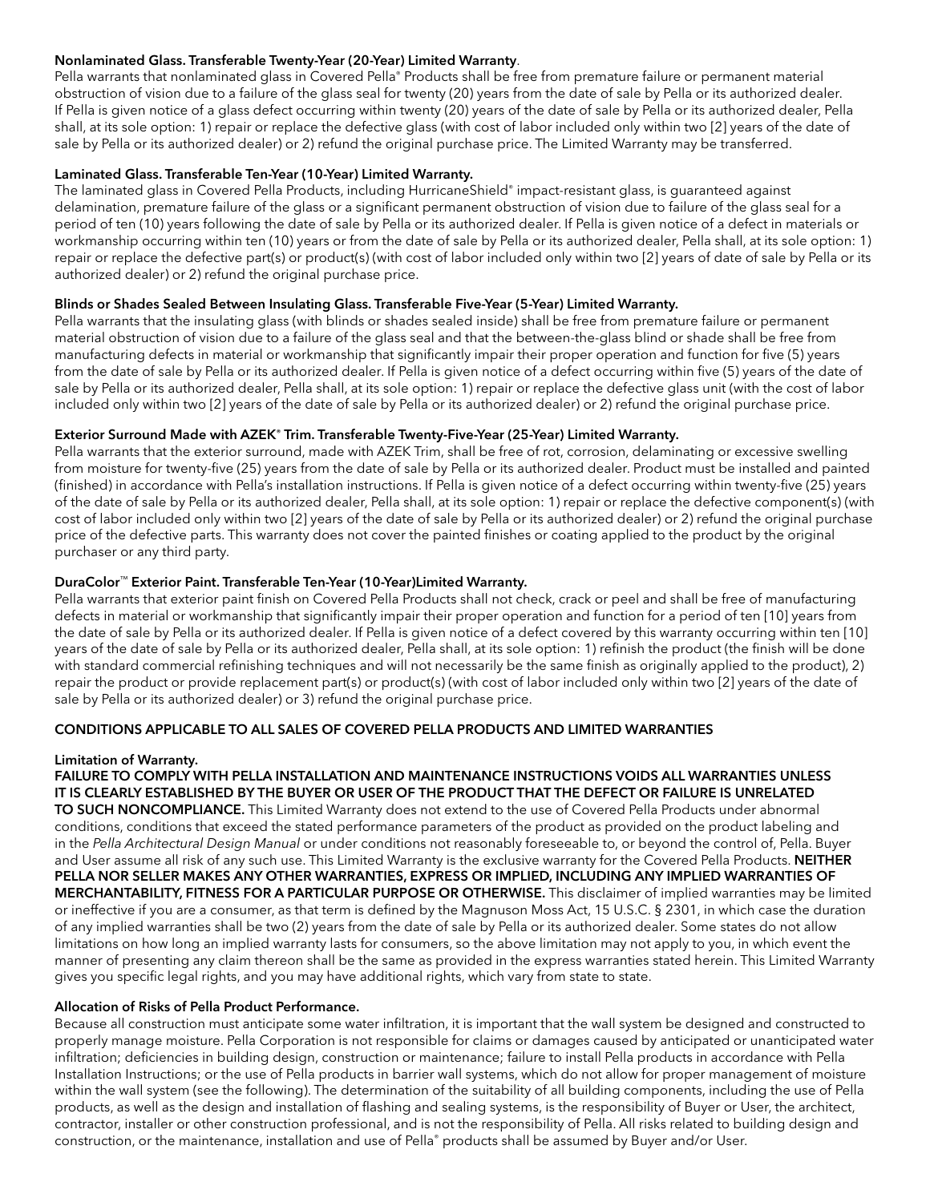**Nonlaminated Glass. Transferable Twenty-Year (20-Year) Limited Warranty**.
Pella warrants that nonlaminated glass in Covered Pella® Products shall be free from premature failure or permanent material obstruction of vision due to a failure of the glass seal for twenty (20) years from the date of sale by Pella or its authorized dealer. If Pella is given notice of a glass defect occurring within twenty (20) years of the date of sale by Pella or its authorized dealer, Pella shall, at its sole option: 1) repair or replace the defective glass (with cost of labor included only within two [2] years of the date of sale by Pella or its authorized dealer) or 2) refund the original purchase price. The Limited Warranty may be transferred.

**Laminated Glass. Transferable Ten-Year (10-Year) Limited Warranty.**
The laminated glass in Covered Pella Products, including HurricaneShield® impact-resistant glass, is guaranteed against delamination, premature failure of the glass or a significant permanent obstruction of vision due to failure of the glass seal for a period of ten (10) years following the date of sale by Pella or its authorized dealer. If Pella is given notice of a defect in materials or workmanship occurring within ten (10) years or from the date of sale by Pella or its authorized dealer, Pella shall, at its sole option: 1) repair or replace the defective part(s) or product(s) (with cost of labor included only within two [2] years of date of sale by Pella or its authorized dealer) or 2) refund the original purchase price.

**Blinds or Shades Sealed Between Insulating Glass. Transferable Five-Year (5-Year) Limited Warranty.**
Pella warrants that the insulating glass (with blinds or shades sealed inside) shall be free from premature failure or permanent material obstruction of vision due to a failure of the glass seal and that the between-the-glass blind or shade shall be free from manufacturing defects in material or workmanship that significantly impair their proper operation and function for five (5) years from the date of sale by Pella or its authorized dealer. If Pella is given notice of a defect occurring within five (5) years of the date of sale by Pella or its authorized dealer, Pella shall, at its sole option: 1) repair or replace the defective glass unit (with the cost of labor included only within two [2] years of the date of sale by Pella or its authorized dealer) or 2) refund the original purchase price.

**Exterior Surround Made with AZEK® Trim. Transferable Twenty-Five-Year (25-Year) Limited Warranty.**
Pella warrants that the exterior surround, made with AZEK Trim, shall be free of rot, corrosion, delaminating or excessive swelling from moisture for twenty-five (25) years from the date of sale by Pella or its authorized dealer. Product must be installed and painted (finished) in accordance with Pella's installation instructions. If Pella is given notice of a defect occurring within twenty-five (25) years of the date of sale by Pella or its authorized dealer, Pella shall, at its sole option: 1) repair or replace the defective component(s) (with cost of labor included only within two [2] years of the date of sale by Pella or its authorized dealer) or 2) refund the original purchase price of the defective parts. This warranty does not cover the painted finishes or coating applied to the product by the original purchaser or any third party.

**DuraColor™ Exterior Paint. Transferable Ten-Year (10-Year)Limited Warranty.**
Pella warrants that exterior paint finish on Covered Pella Products shall not check, crack or peel and shall be free of manufacturing defects in material or workmanship that significantly impair their proper operation and function for a period of ten [10] years from the date of sale by Pella or its authorized dealer. If Pella is given notice of a defect covered by this warranty occurring within ten [10] years of the date of sale by Pella or its authorized dealer, Pella shall, at its sole option: 1) refinish the product (the finish will be done with standard commercial refinishing techniques and will not necessarily be the same finish as originally applied to the product), 2) repair the product or provide replacement part(s) or product(s) (with cost of labor included only within two [2] years of the date of sale by Pella or its authorized dealer) or 3) refund the original purchase price.

## CONDITIONS APPLICABLE TO ALL SALES OF COVERED PELLA PRODUCTS AND LIMITED WARRANTIES

**Limitation of Warranty.**
**FAILURE TO COMPLY WITH PELLA INSTALLATION AND MAINTENANCE INSTRUCTIONS VOIDS ALL WARRANTIES UNLESS IT IS CLEARLY ESTABLISHED BY THE BUYER OR USER OF THE PRODUCT THAT THE DEFECT OR FAILURE IS UNRELATED TO SUCH NONCOMPLIANCE.** This Limited Warranty does not extend to the use of Covered Pella Products under abnormal conditions, conditions that exceed the stated performance parameters of the product as provided on the product labeling and in the *Pella Architectural Design Manual* or under conditions not reasonably foreseeable to, or beyond the control of, Pella. Buyer and User assume all risk of any such use. This Limited Warranty is the exclusive warranty for the Covered Pella Products. **NEITHER PELLA NOR SELLER MAKES ANY OTHER WARRANTIES, EXPRESS OR IMPLIED, INCLUDING ANY IMPLIED WARRANTIES OF MERCHANTABILITY, FITNESS FOR A PARTICULAR PURPOSE OR OTHERWISE.** This disclaimer of implied warranties may be limited or ineffective if you are a consumer, as that term is defined by the Magnuson Moss Act, 15 U.S.C. § 2301, in which case the duration of any implied warranties shall be two (2) years from the date of sale by Pella or its authorized dealer. Some states do not allow limitations on how long an implied warranty lasts for consumers, so the above limitation may not apply to you, in which event the manner of presenting any claim thereon shall be the same as provided in the express warranties stated herein. This Limited Warranty gives you specific legal rights, and you may have additional rights, which vary from state to state.

**Allocation of Risks of Pella Product Performance.**
Because all construction must anticipate some water infiltration, it is important that the wall system be designed and constructed to properly manage moisture. Pella Corporation is not responsible for claims or damages caused by anticipated or unanticipated water infiltration; deficiencies in building design, construction or maintenance; failure to install Pella products in accordance with Pella Installation Instructions; or the use of Pella products in barrier wall systems, which do not allow for proper management of moisture within the wall system (see the following). The determination of the suitability of all building components, including the use of Pella products, as well as the design and installation of flashing and sealing systems, is the responsibility of Buyer or User, the architect, contractor, installer or other construction professional, and is not the responsibility of Pella. All risks related to building design and construction, or the maintenance, installation and use of Pella® products shall be assumed by Buyer and/or User.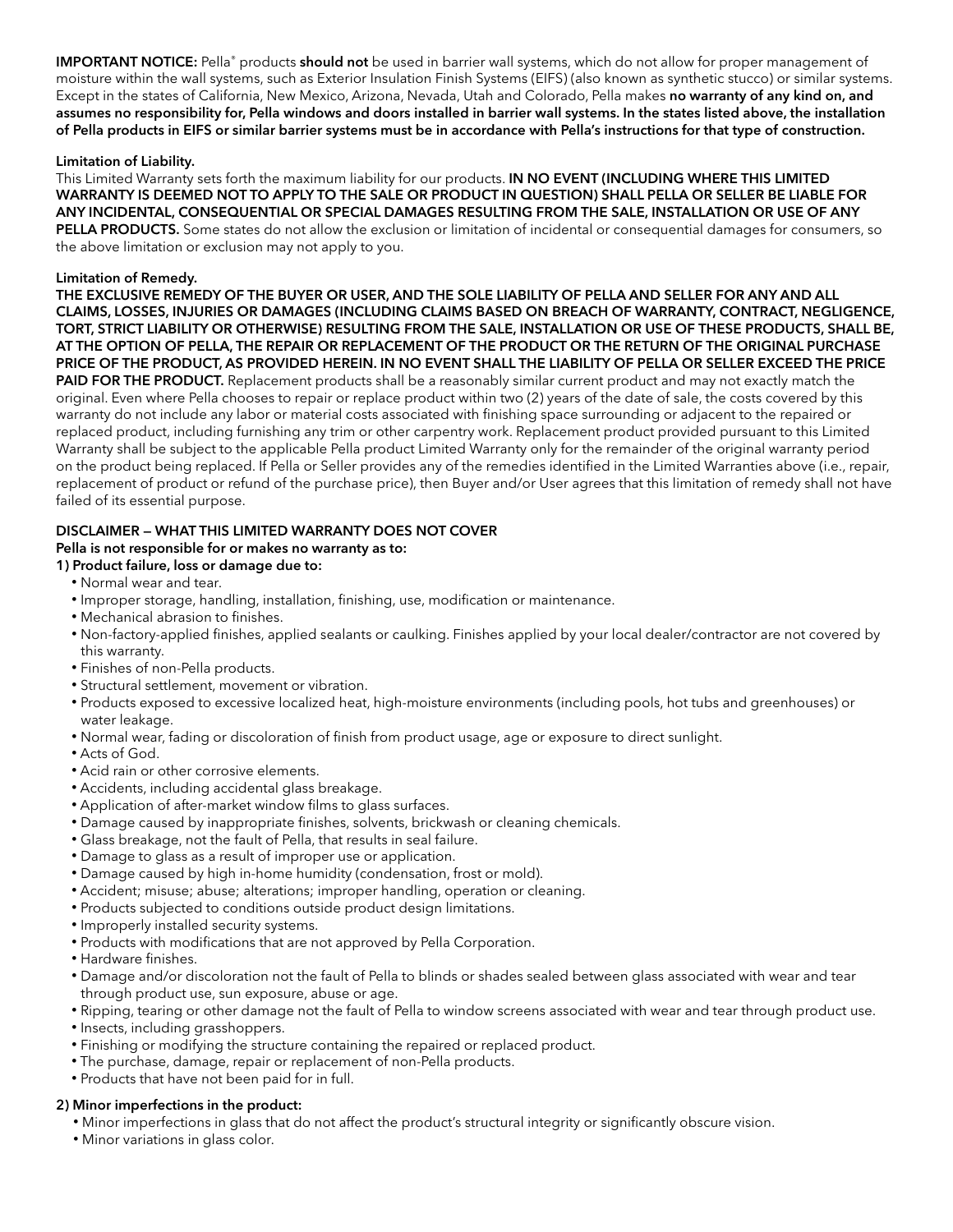**IMPORTANT NOTICE:** Pella® products **should not** be used in barrier wall systems, which do not allow for proper management of moisture within the wall systems, such as Exterior Insulation Finish Systems (EIFS) (also known as synthetic stucco) or similar systems. Except in the states of California, New Mexico, Arizona, Nevada, Utah and Colorado, Pella makes **no warranty of any kind on, and assumes no responsibility for, Pella windows and doors installed in barrier wall systems. In the states listed above, the installation of Pella products in EIFS or similar barrier systems must be in accordance with Pella's instructions for that type of construction.**

**Limitation of Liability.**

This Limited Warranty sets forth the maximum liability for our products. **IN NO EVENT (INCLUDING WHERE THIS LIMITED WARRANTY IS DEEMED NOT TO APPLY TO THE SALE OR PRODUCT IN QUESTION) SHALL PELLA OR SELLER BE LIABLE FOR ANY INCIDENTAL, CONSEQUENTIAL OR SPECIAL DAMAGES RESULTING FROM THE SALE, INSTALLATION OR USE OF ANY PELLA PRODUCTS.** Some states do not allow the exclusion or limitation of incidental or consequential damages for consumers, so the above limitation or exclusion may not apply to you.

**Limitation of Remedy.**

**THE EXCLUSIVE REMEDY OF THE BUYER OR USER, AND THE SOLE LIABILITY OF PELLA AND SELLER FOR ANY AND ALL CLAIMS, LOSSES, INJURIES OR DAMAGES (INCLUDING CLAIMS BASED ON BREACH OF WARRANTY, CONTRACT, NEGLIGENCE, TORT, STRICT LIABILITY OR OTHERWISE) RESULTING FROM THE SALE, INSTALLATION OR USE OF THESE PRODUCTS, SHALL BE, AT THE OPTION OF PELLA, THE REPAIR OR REPLACEMENT OF THE PRODUCT OR THE RETURN OF THE ORIGINAL PURCHASE PRICE OF THE PRODUCT, AS PROVIDED HEREIN. IN NO EVENT SHALL THE LIABILITY OF PELLA OR SELLER EXCEED THE PRICE PAID FOR THE PRODUCT.** Replacement products shall be a reasonably similar current product and may not exactly match the original. Even where Pella chooses to repair or replace product within two (2) years of the date of sale, the costs covered by this warranty do not include any labor or material costs associated with finishing space surrounding or adjacent to the repaired or replaced product, including furnishing any trim or other carpentry work. Replacement product provided pursuant to this Limited Warranty shall be subject to the applicable Pella product Limited Warranty only for the remainder of the original warranty period on the product being replaced. If Pella or Seller provides any of the remedies identified in the Limited Warranties above (i.e., repair, replacement of product or refund of the purchase price), then Buyer and/or User agrees that this limitation of remedy shall not have failed of its essential purpose.

**DISCLAIMER — WHAT THIS LIMITED WARRANTY DOES NOT COVER**

**Pella is not responsible for or makes no warranty as to:**

**1) Product failure, loss or damage due to:**

- Normal wear and tear.
- Improper storage, handling, installation, finishing, use, modification or maintenance.
- Mechanical abrasion to finishes.
- Non-factory-applied finishes, applied sealants or caulking. Finishes applied by your local dealer/contractor are not covered by this warranty.
- Finishes of non-Pella products.
- Structural settlement, movement or vibration.
- Products exposed to excessive localized heat, high-moisture environments (including pools, hot tubs and greenhouses) or water leakage.
- Normal wear, fading or discoloration of finish from product usage, age or exposure to direct sunlight.
- Acts of God.
- Acid rain or other corrosive elements.
- Accidents, including accidental glass breakage.
- Application of after-market window films to glass surfaces.
- Damage caused by inappropriate finishes, solvents, brickwash or cleaning chemicals.
- Glass breakage, not the fault of Pella, that results in seal failure.
- Damage to glass as a result of improper use or application.
- Damage caused by high in-home humidity (condensation, frost or mold).
- Accident; misuse; abuse; alterations; improper handling, operation or cleaning.
- Products subjected to conditions outside product design limitations.
- Improperly installed security systems.
- Products with modifications that are not approved by Pella Corporation.
- Hardware finishes.
- Damage and/or discoloration not the fault of Pella to blinds or shades sealed between glass associated with wear and tear through product use, sun exposure, abuse or age.
- Ripping, tearing or other damage not the fault of Pella to window screens associated with wear and tear through product use.
- Insects, including grasshoppers.
- Finishing or modifying the structure containing the repaired or replaced product.
- The purchase, damage, repair or replacement of non-Pella products.
- Products that have not been paid for in full.

**2) Minor imperfections in the product:**

- Minor imperfections in glass that do not affect the product's structural integrity or significantly obscure vision.
- Minor variations in glass color.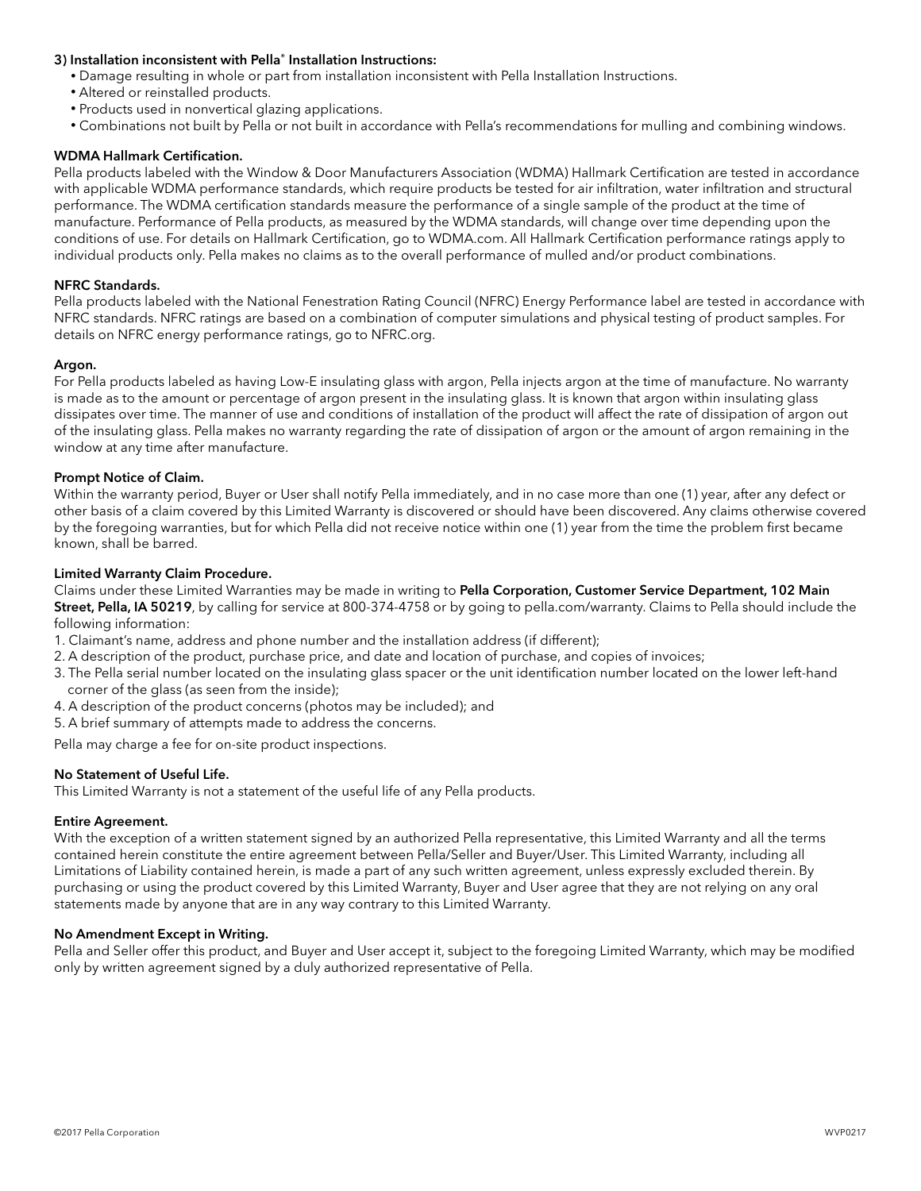**3) Installation inconsistent with Pella® Installation Instructions:**

- Damage resulting in whole or part from installation inconsistent with Pella Installation Instructions.
- Altered or reinstalled products.
- Products used in nonvertical glazing applications.
- Combinations not built by Pella or not built in accordance with Pella's recommendations for mulling and combining windows.

**WDMA Hallmark Certification.**

Pella products labeled with the Window & Door Manufacturers Association (WDMA) Hallmark Certification are tested in accordance with applicable WDMA performance standards, which require products be tested for air infiltration, water infiltration and structural performance. The WDMA certification standards measure the performance of a single sample of the product at the time of manufacture. Performance of Pella products, as measured by the WDMA standards, will change over time depending upon the conditions of use. For details on Hallmark Certification, go to WDMA.com. All Hallmark Certification performance ratings apply to individual products only. Pella makes no claims as to the overall performance of mulled and/or product combinations.

**NFRC Standards.**

Pella products labeled with the National Fenestration Rating Council (NFRC) Energy Performance label are tested in accordance with NFRC standards. NFRC ratings are based on a combination of computer simulations and physical testing of product samples. For details on NFRC energy performance ratings, go to NFRC.org.

**Argon.**

For Pella products labeled as having Low-E insulating glass with argon, Pella injects argon at the time of manufacture. No warranty is made as to the amount or percentage of argon present in the insulating glass. It is known that argon within insulating glass dissipates over time. The manner of use and conditions of installation of the product will affect the rate of dissipation of argon out of the insulating glass. Pella makes no warranty regarding the rate of dissipation of argon or the amount of argon remaining in the window at any time after manufacture.

**Prompt Notice of Claim.**

Within the warranty period, Buyer or User shall notify Pella immediately, and in no case more than one (1) year, after any defect or other basis of a claim covered by this Limited Warranty is discovered or should have been discovered. Any claims otherwise covered by the foregoing warranties, but for which Pella did not receive notice within one (1) year from the time the problem first became known, shall be barred.

**Limited Warranty Claim Procedure.**

Claims under these Limited Warranties may be made in writing to **Pella Corporation, Customer Service Department, 102 Main Street, Pella, IA 50219**, by calling for service at 800-374-4758 or by going to pella.com/warranty. Claims to Pella should include the following information:

1. Claimant's name, address and phone number and the installation address (if different);
2. A description of the product, purchase price, and date and location of purchase, and copies of invoices;
3. The Pella serial number located on the insulating glass spacer or the unit identification number located on the lower left-hand corner of the glass (as seen from the inside);
4. A description of the product concerns (photos may be included); and
5. A brief summary of attempts made to address the concerns.

Pella may charge a fee for on-site product inspections.

**No Statement of Useful Life.**

This Limited Warranty is not a statement of the useful life of any Pella products.

**Entire Agreement.**

With the exception of a written statement signed by an authorized Pella representative, this Limited Warranty and all the terms contained herein constitute the entire agreement between Pella/Seller and Buyer/User. This Limited Warranty, including all Limitations of Liability contained herein, is made a part of any such written agreement, unless expressly excluded therein. By purchasing or using the product covered by this Limited Warranty, Buyer and User agree that they are not relying on any oral statements made by anyone that are in any way contrary to this Limited Warranty.

**No Amendment Except in Writing.**

Pella and Seller offer this product, and Buyer and User accept it, subject to the foregoing Limited Warranty, which may be modified only by written agreement signed by a duly authorized representative of Pella.

©2017 Pella Corporation WVP0217